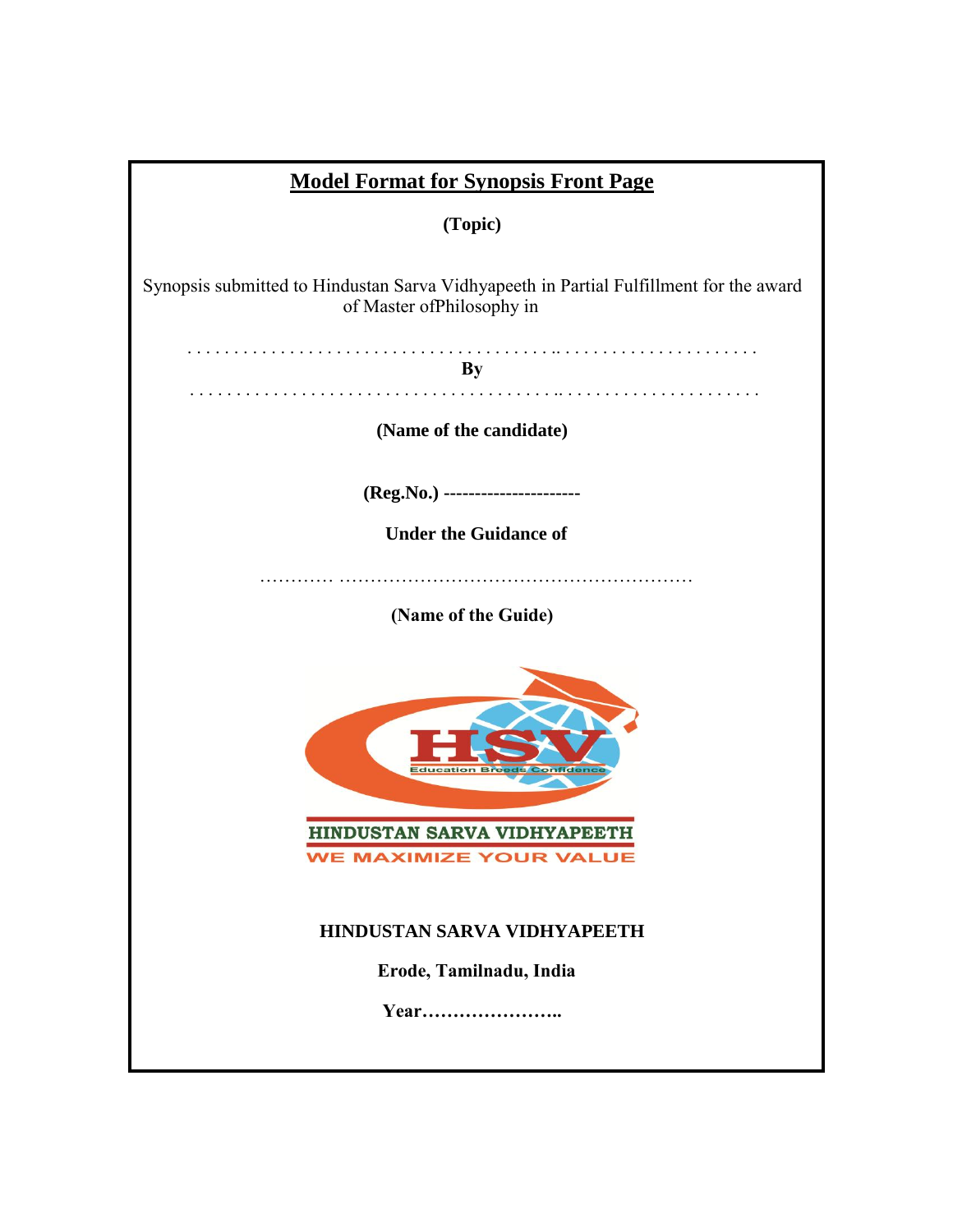## Model Format for Synopsis Front Page

**(Topic)**

Synopsis submitted to Hindustan Sarva Vidhyapeeth in Partial Fulfillment for the award of Master ofPhilosophy in

. . . . . . . . . . . . . . . . . . . . . . . . . . . . . . . . . . . . . . . . .. . . . . . . . . . . . . . . . . . . . . .

**By**

. . . . . . . . . . . . . . . . . . . . . . . . . . . . . . . . . . . . . . . . .. . . . . . . . . . . . . . . . . . . . . .

**(Name of the candidate)**

**(Reg.No.) ---------------------**

**Under the Guidance of**

………… ………………………………………………

**(Name of the Guide)**

HSV
Education Breeds Confidence

HINDUSTAN SARVA VIDHYAPEETH
WE MAXIMIZE YOUR VALUE

**HINDUSTAN SARVA VIDHYAPEETH**

**Erode, Tamilnadu, India**

**Year…………………..**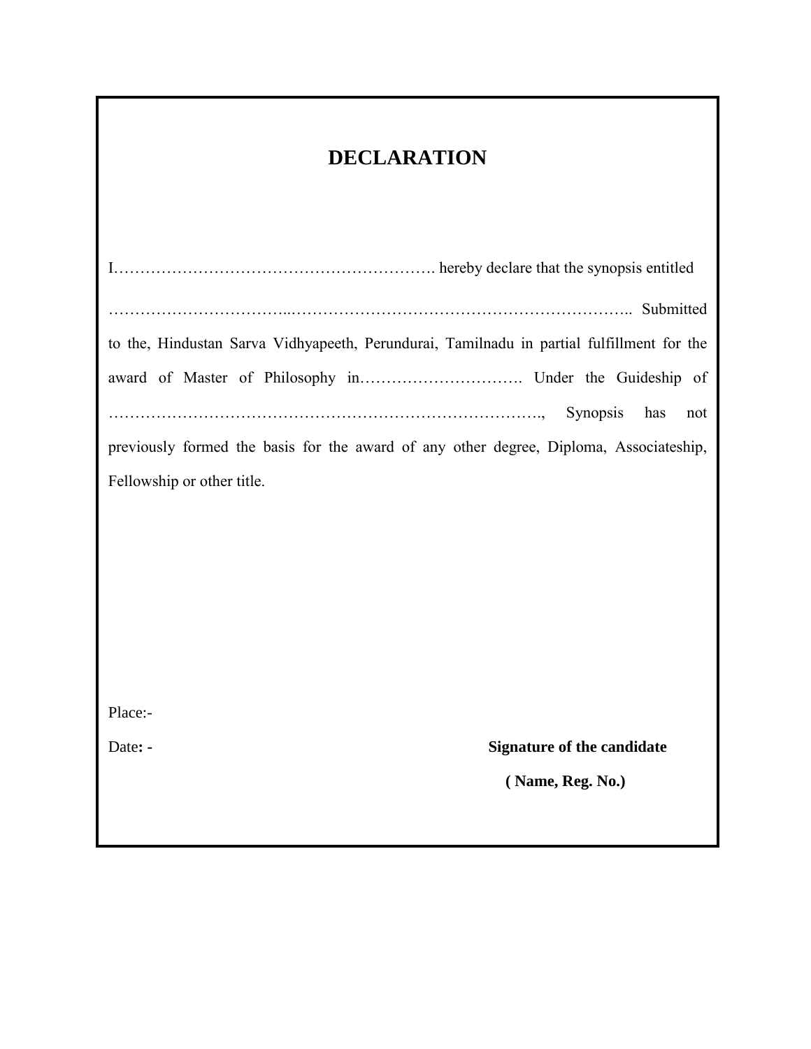# DECLARATION

I……………………………………………………. hereby declare that the synopsis entitled

……………………………..……………………………………………………….. Submitted to the, Hindustan Sarva Vidhyapeeth, Perundurai, Tamilnadu in partial fulfillment for the award of Master of Philosophy in…………………………. Under the Guideship of ………………………………………………………………………., Synopsis has not previously formed the basis for the award of any other degree, Diploma, Associateship, Fellowship or other title.

Place:-

Date**: -** **Signature of the candidate**

**( Name, Reg. No.)**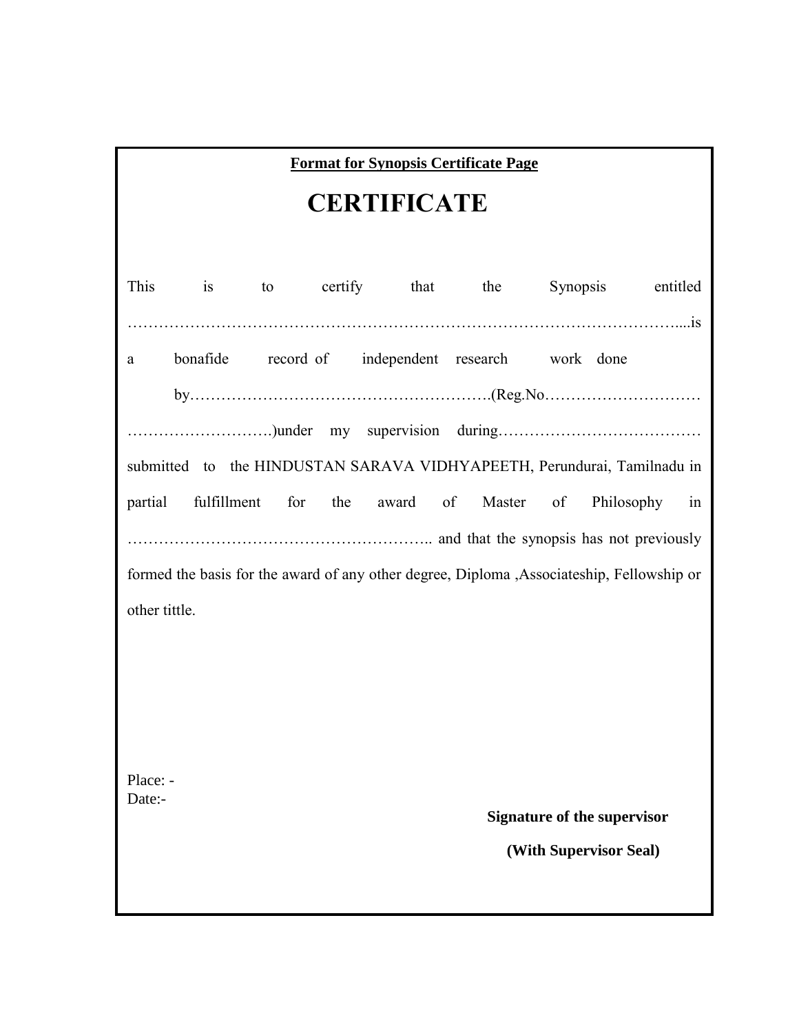**Format for Synopsis Certificate Page**

# CERTIFICATE

This is to certify that the Synopsis entitled ……………………………………………………………………………………………....is a bonafide record of independent research work done by………………………………………………….(Reg.No………………………… ……….…………….)under my supervision during………………………………… submitted to the HINDUSTAN SARAVA VIDHYAPEETH, Perundurai, Tamilnadu in partial fulfillment for the award of Master of Philosophy in ……………………………………………….. and that the synopsis has not previously formed the basis for the award of any other degree, Diploma ,Associateship, Fellowship or other tittle.

Place: -
Date:-

**Signature of the supervisor**

**(With Supervisor Seal)**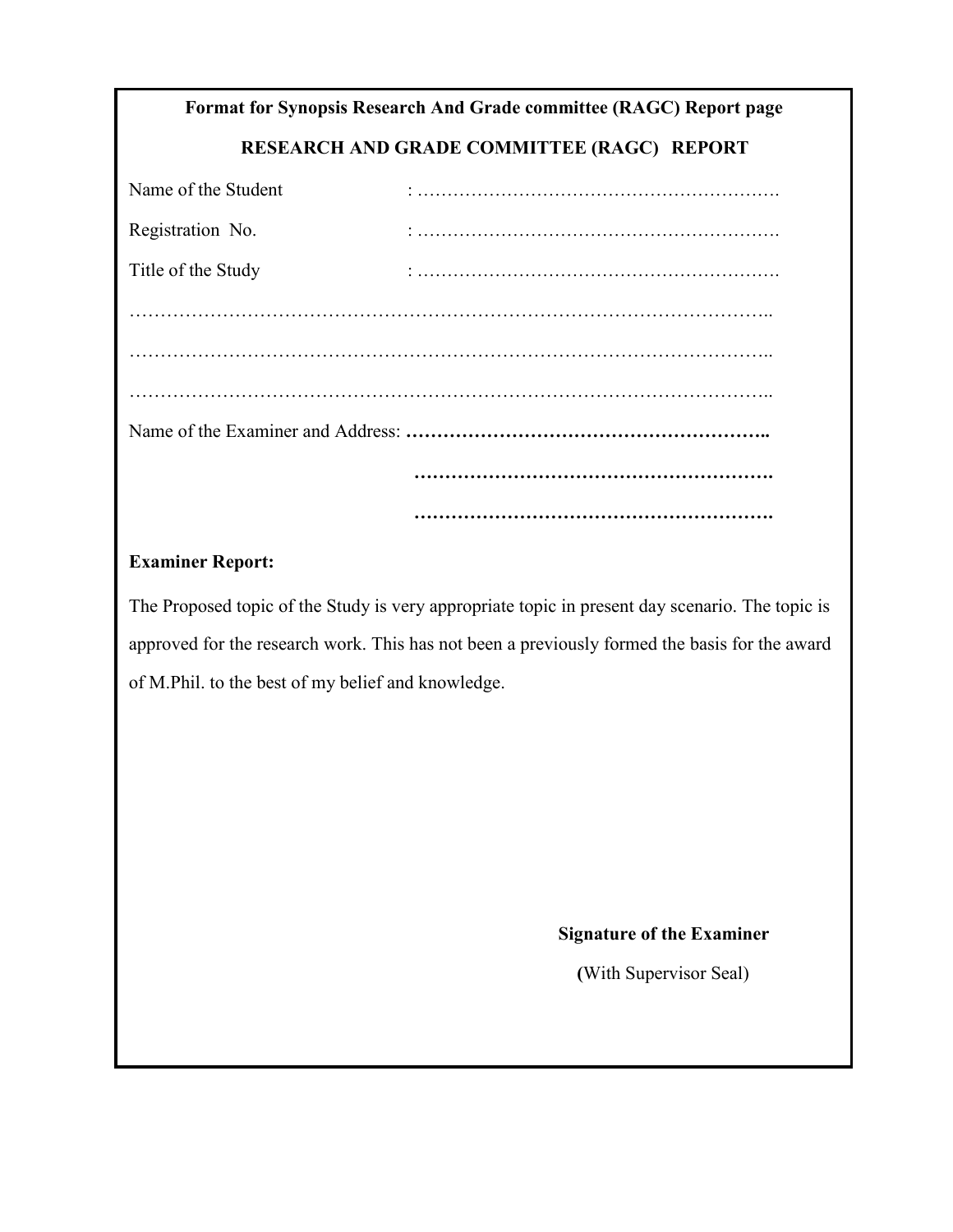**Format for Synopsis Research And Grade committee (RAGC) Report page**

## RESEARCH AND GRADE COMMITTEE (RAGC) REPORT

Name of the Student : ……………………………………………………….

Registration No. : ……………………………………………………….

Title of the Study : ……………………………………………………….

………………………………………………………………………………………..

………………………………………………………………………………………..

………………………………………………………………………………………..

Name of the Examiner and Address: **…………………………………………………..**

**………………………………………………….**

**………………………………………………….**

**Examiner Report:**

The Proposed topic of the Study is very appropriate topic in present day scenario. The topic is approved for the research work. This has not been a previously formed the basis for the award of M.Phil. to the best of my belief and knowledge.

**Signature of the Examiner**

**(**With Supervisor Seal)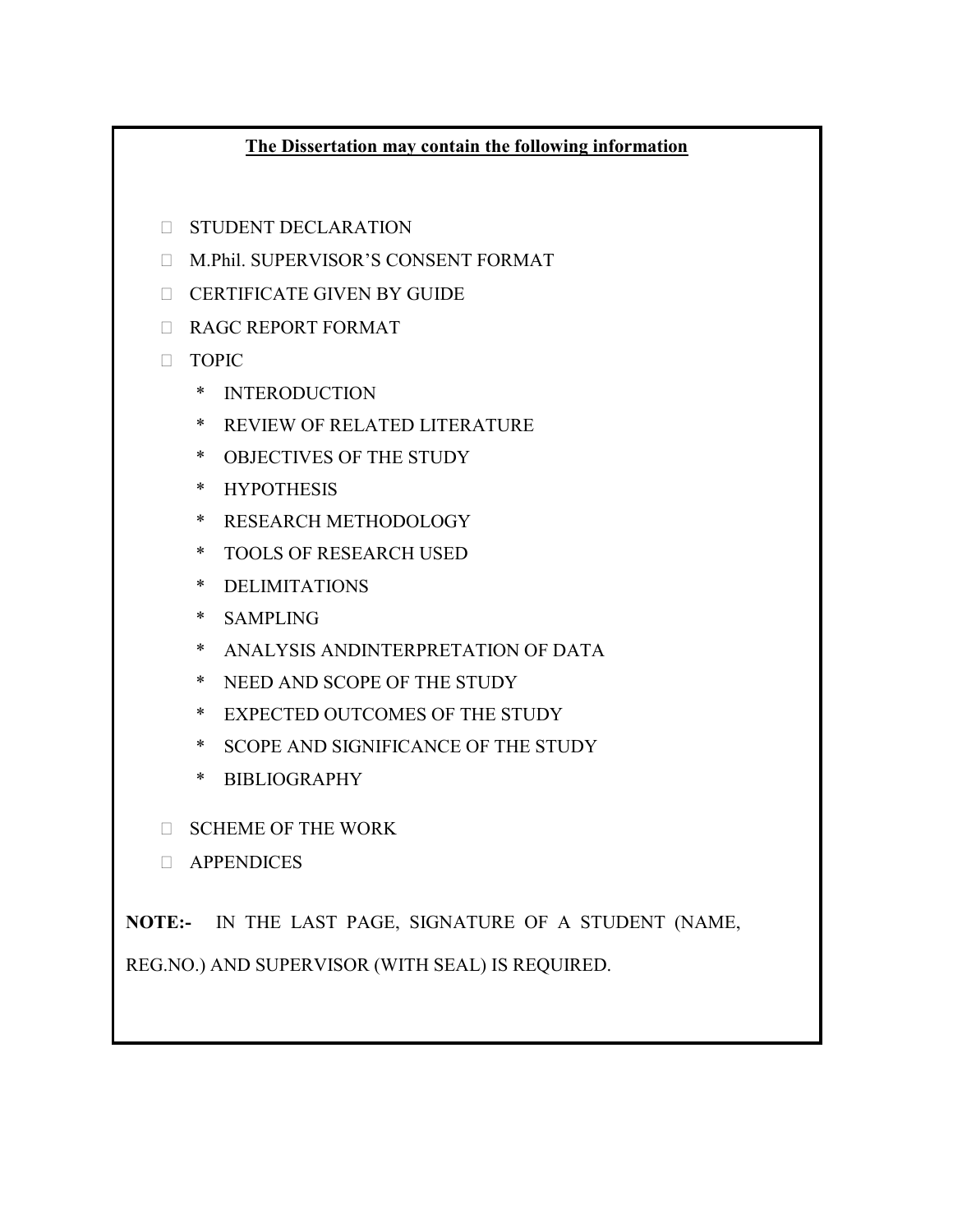**<u>The Dissertation may contain the following information</u>**

- STUDENT DECLARATION
- M.Phil. SUPERVISOR'S CONSENT FORMAT
- CERTIFICATE GIVEN BY GUIDE
- RAGC REPORT FORMAT
- TOPIC
    - INTERODUCTION
    - REVIEW OF RELATED LITERATURE
    - OBJECTIVES OF THE STUDY
    - HYPOTHESIS
    - RESEARCH METHODOLOGY
    - TOOLS OF RESEARCH USED
    - DELIMITATIONS
    - SAMPLING
    - ANALYSIS ANDINTERPRETATION OF DATA
    - NEED AND SCOPE OF THE STUDY
    - EXPECTED OUTCOMES OF THE STUDY
    - SCOPE AND SIGNIFICANCE OF THE STUDY
    - BIBLIOGRAPHY
- SCHEME OF THE WORK
- APPENDICES

**NOTE:-** IN THE LAST PAGE, SIGNATURE OF A STUDENT (NAME, REG.NO.) AND SUPERVISOR (WITH SEAL) IS REQUIRED.